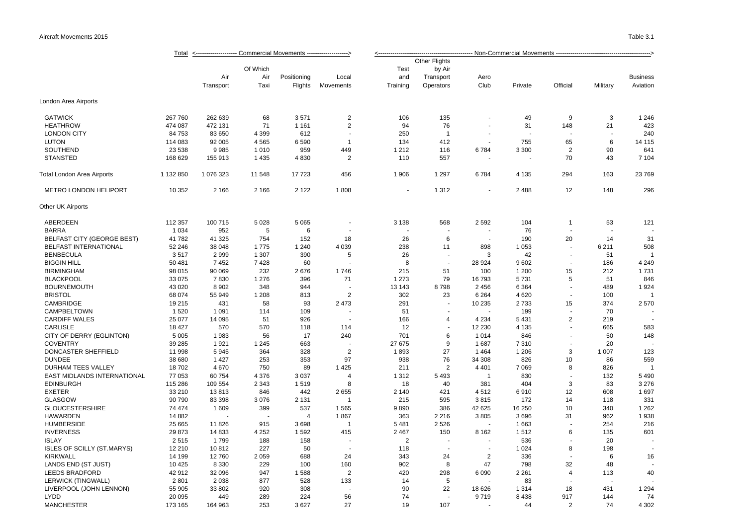Aircraft Movements 2015

Table 3.1

| | Total | <---- Commercial Movements ---- | | | | <---- Non-Commercial Movements ---- | | | | | | |
|---|---|---|---|---|---|---|---|---|---|---|---|---|
| | | Air Transport | Of Which Air Taxi | Positioning Flights | Local Movements | Test and Training | Other Flights by Air Transport Operators | Aero Club | Private | Official | Military | Business Aviation |
| London Area Airports | | | | | | | | | | | | |
| GATWICK | 267 760 | 262 639 | 68 | 3 571 | 2 | 106 | 135 | - | 49 | 9 | 3 | 1 246 |
| HEATHROW | 474 087 | 472 131 | 71 | 1 161 | 2 | 94 | 76 | - | 31 | 148 | 21 | 423 |
| LONDON CITY | 84 753 | 83 650 | 4 399 | 612 | - | 250 | 1 | - | - | - | - | 240 |
| LUTON | 114 083 | 92 005 | 4 565 | 6 590 | 1 | 134 | 412 | - | 755 | 65 | 6 | 14 115 |
| SOUTHEND | 23 538 | 9 985 | 1 010 | 959 | 449 | 1 212 | 116 | 6 784 | 3 300 | 2 | 90 | 641 |
| STANSTED | 168 629 | 155 913 | 1 435 | 4 830 | 2 | 110 | 557 | - | - | 70 | 43 | 7 104 |
| Total London Area Airports | 1 132 850 | 1 076 323 | 11 548 | 17 723 | 456 | 1 906 | 1 297 | 6 784 | 4 135 | 294 | 163 | 23 769 |
| METRO LONDON HELIPORT | 10 352 | 2 166 | 2 166 | 2 122 | 1 808 | - | 1 312 | - | 2 488 | 12 | 148 | 296 |
| Other UK Airports | | | | | | | | | | | | |
| ABERDEEN | 112 357 | 100 715 | 5 028 | 5 065 | - | 3 138 | 568 | 2 592 | 104 | 1 | 53 | 121 |
| BARRA | 1 034 | 952 | 5 | 6 | - | - | - | - | 76 | - | - | - |
| BELFAST CITY (GEORGE BEST) | 41 782 | 41 325 | 754 | 152 | 18 | 26 | 6 | - | 190 | 20 | 14 | 31 |
| BELFAST INTERNATIONAL | 52 246 | 38 048 | 1 775 | 1 240 | 4 039 | 238 | 11 | 898 | 1 053 | - | 6 211 | 508 |
| BENBECULA | 3 517 | 2 999 | 1 307 | 390 | 5 | 26 | - | 3 | 42 | - | 51 | 1 |
| BIGGIN HILL | 50 481 | 7 452 | 7 428 | 60 | - | 8 | - | 28 924 | 9 602 | - | 186 | 4 249 |
| BIRMINGHAM | 98 015 | 90 069 | 232 | 2 676 | 1 746 | 215 | 51 | 100 | 1 200 | 15 | 212 | 1 731 |
| BLACKPOOL | 33 075 | 7 830 | 1 276 | 396 | 71 | 1 273 | 79 | 16 793 | 5 731 | 5 | 51 | 846 |
| BOURNEMOUTH | 43 020 | 8 902 | 348 | 944 | - | 13 143 | 8 798 | 2 456 | 6 364 | - | 489 | 1 924 |
| BRISTOL | 68 074 | 55 949 | 1 208 | 813 | 2 | 302 | 23 | 6 264 | 4 620 | - | 100 | 1 |
| CAMBRIDGE | 19 215 | 431 | 58 | 93 | 2 473 | 291 | - | 10 235 | 2 733 | 15 | 374 | 2 570 |
| CAMPBELTOWN | 1 520 | 1 091 | 114 | 109 | - | 51 | - | - | 199 | - | 70 | - |
| CARDIFF WALES | 25 077 | 14 095 | 51 | 926 | - | 166 | 4 | 4 234 | 5 431 | 2 | 219 | - |
| CARLISLE | 18 427 | 570 | 570 | 118 | 114 | 12 | - | 12 230 | 4 135 | - | 665 | 583 |
| CITY OF DERRY (EGLINTON) | 5 005 | 1 983 | 56 | 17 | 240 | 701 | 6 | 1 014 | 846 | - | 50 | 148 |
| COVENTRY | 39 285 | 1 921 | 1 245 | 663 | - | 27 675 | 9 | 1 687 | 7 310 | - | 20 | - |
| DONCASTER SHEFFIELD | 11 998 | 5 945 | 364 | 328 | 2 | 1 893 | 27 | 1 464 | 1 206 | 3 | 1 007 | 123 |
| DUNDEE | 38 680 | 1 427 | 253 | 353 | 97 | 938 | 76 | 34 308 | 826 | 10 | 86 | 559 |
| DURHAM TEES VALLEY | 18 702 | 4 670 | 750 | 89 | 1 425 | 211 | 2 | 4 401 | 7 069 | 8 | 826 | 1 |
| EAST MIDLANDS INTERNATIONAL | 77 053 | 60 754 | 4 376 | 3 037 | 4 | 1 312 | 5 493 | 1 | 830 | - | 132 | 5 490 |
| EDINBURGH | 115 286 | 109 554 | 2 343 | 1 519 | 8 | 18 | 40 | 381 | 404 | 3 | 83 | 3 276 |
| EXETER | 33 210 | 13 813 | 846 | 442 | 2 655 | 2 140 | 421 | 4 512 | 6 910 | 12 | 608 | 1 697 |
| GLASGOW | 90 790 | 83 398 | 3 076 | 2 131 | 1 | 215 | 595 | 3 815 | 172 | 14 | 118 | 331 |
| GLOUCESTERSHIRE | 74 474 | 1 609 | 399 | 537 | 1 565 | 9 890 | 386 | 42 625 | 16 250 | 10 | 340 | 1 262 |
| HAWARDEN | 14 882 | - | - | 4 | 1 867 | 363 | 2 216 | 3 805 | 3 696 | 31 | 962 | 1 938 |
| HUMBERSIDE | 25 665 | 11 826 | 915 | 3 698 | 1 | 5 481 | 2 526 | - | 1 663 | - | 254 | 216 |
| INVERNESS | 29 873 | 14 833 | 4 252 | 1 592 | 415 | 2 467 | 150 | 8 162 | 1 512 | 6 | 135 | 601 |
| ISLAY | 2 515 | 1 799 | 188 | 158 | - | 2 | - | - | 536 | - | 20 | - |
| ISLES OF SCILLY (ST.MARYS) | 12 210 | 10 812 | 227 | 50 | - | 118 | - | - | 1 024 | 8 | 198 | - |
| KIRKWALL | 14 199 | 12 760 | 2 059 | 688 | 24 | 343 | 24 | 2 | 336 | - | 6 | 16 |
| LANDS END (ST JUST) | 10 425 | 8 330 | 229 | 100 | 160 | 902 | 8 | 47 | 798 | 32 | 48 | - |
| LEEDS BRADFORD | 42 912 | 32 096 | 947 | 1 588 | 2 | 420 | 298 | 6 090 | 2 261 | 4 | 113 | 40 |
| LERWICK (TINGWALL) | 2 801 | 2 038 | 877 | 528 | 133 | 14 | 5 | - | 83 | - | - | - |
| LIVERPOOL (JOHN LENNON) | 55 905 | 33 802 | 920 | 308 | - | 90 | 22 | 18 626 | 1 314 | 18 | 431 | 1 294 |
| LYDD | 20 095 | 449 | 289 | 224 | 56 | 74 | - | 9 719 | 8 438 | 917 | 144 | 74 |
| MANCHESTER | 173 165 | 164 963 | 253 | 3 627 | 27 | 19 | 107 | - | 44 | 2 | 74 | 4 302 |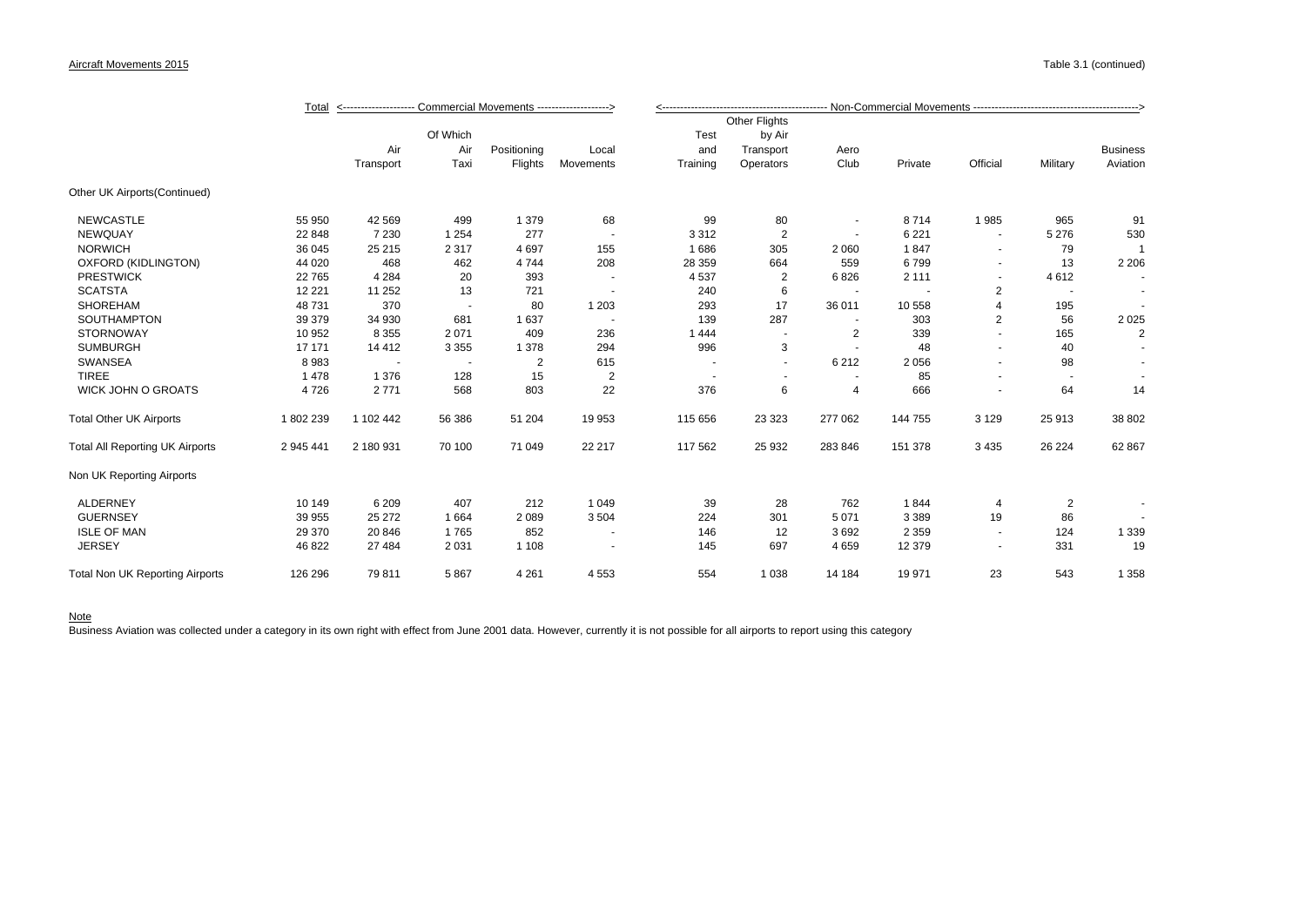Aircraft Movements 2015

Table 3.1 (continued)

| | Total | Commercial Movements | | | | Non-Commercial Movements | | | | | | |
|---|---|---|---|---|---|---|---|---|---|---|---|---|
| | | Air Transport | Of Which Air Taxi | Positioning Flights | Local Movements | Test and Training | Other Flights by Air Transport Operators | Aero Club | Private | Official | Military | Business Aviation |
| Other UK Airports(Continued) | | | | | | | | | | | | |
| NEWCASTLE | 55 950 | 42 569 | 499 | 1 379 | 68 | 99 | 80 | - | 8 714 | 1 985 | 965 | 91 |
| NEWQUAY | 22 848 | 7 230 | 1 254 | 277 | - | 3 312 | 2 | - | 6 221 | - | 5 276 | 530 |
| NORWICH | 36 045 | 25 215 | 2 317 | 4 697 | 155 | 1 686 | 305 | 2 060 | 1 847 | - | 79 | 1 |
| OXFORD (KIDLINGTON) | 44 020 | 468 | 462 | 4 744 | 208 | 28 359 | 664 | 559 | 6 799 | - | 13 | 2 206 |
| PRESTWICK | 22 765 | 4 284 | 20 | 393 | - | 4 537 | 2 | 6 826 | 2 111 | - | 4 612 | - |
| SCATSTA | 12 221 | 11 252 | 13 | 721 | - | 240 | 6 | - | - | 2 | - | - |
| SHOREHAM | 48 731 | 370 | - | 80 | 1 203 | 293 | 17 | 36 011 | 10 558 | 4 | 195 | - |
| SOUTHAMPTON | 39 379 | 34 930 | 681 | 1 637 | - | 139 | 287 | - | 303 | 2 | 56 | 2 025 |
| STORNOWAY | 10 952 | 8 355 | 2 071 | 409 | 236 | 1 444 | - | 2 | 339 | - | 165 | 2 |
| SUMBURGH | 17 171 | 14 412 | 3 355 | 1 378 | 294 | 996 | 3 | - | 48 | - | 40 | - |
| SWANSEA | 8 983 | - | - | 2 | 615 | - | - | 6 212 | 2 056 | - | 98 | - |
| TIREE | 1 478 | 1 376 | 128 | 15 | 2 | - | - | - | 85 | - | - | - |
| WICK JOHN O GROATS | 4 726 | 2 771 | 568 | 803 | 22 | 376 | 6 | 4 | 666 | - | 64 | 14 |
| Total Other UK Airports | 1 802 239 | 1 102 442 | 56 386 | 51 204 | 19 953 | 115 656 | 23 323 | 277 062 | 144 755 | 3 129 | 25 913 | 38 802 |
| Total All Reporting UK Airports | 2 945 441 | 2 180 931 | 70 100 | 71 049 | 22 217 | 117 562 | 25 932 | 283 846 | 151 378 | 3 435 | 26 224 | 62 867 |
| Non UK Reporting Airports | | | | | | | | | | | | |
| ALDERNEY | 10 149 | 6 209 | 407 | 212 | 1 049 | 39 | 28 | 762 | 1 844 | 4 | 2 | - |
| GUERNSEY | 39 955 | 25 272 | 1 664 | 2 089 | 3 504 | 224 | 301 | 5 071 | 3 389 | 19 | 86 | - |
| ISLE OF MAN | 29 370 | 20 846 | 1 765 | 852 | - | 146 | 12 | 3 692 | 2 359 | - | 124 | 1 339 |
| JERSEY | 46 822 | 27 484 | 2 031 | 1 108 | - | 145 | 697 | 4 659 | 12 379 | - | 331 | 19 |
| Total Non UK Reporting Airports | 126 296 | 79 811 | 5 867 | 4 261 | 4 553 | 554 | 1 038 | 14 184 | 19 971 | 23 | 543 | 1 358 |

Note

Business Aviation was collected under a category in its own right with effect from June 2001 data. However, currently it is not possible for all airports to report using this category